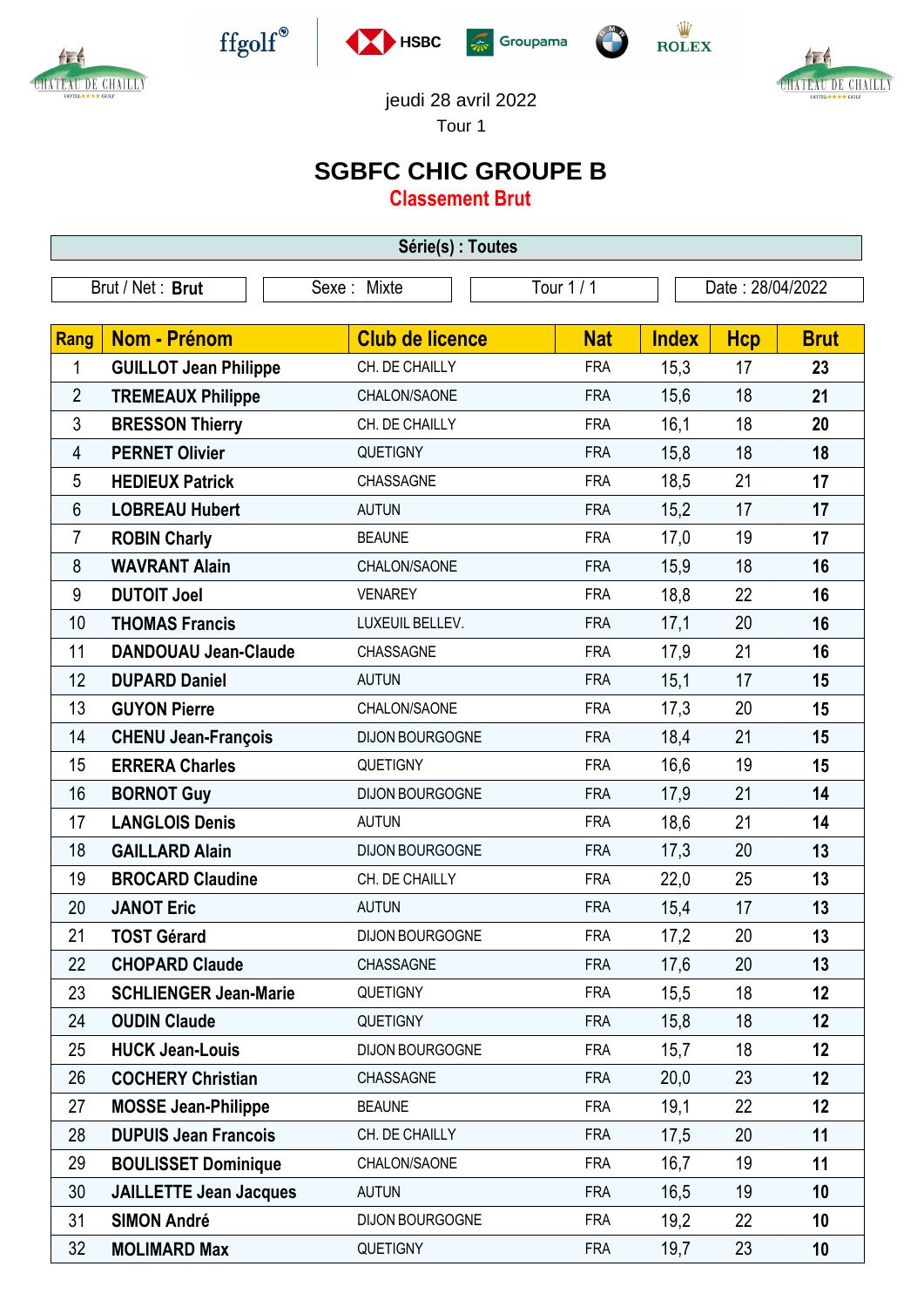jeudi 28 avril 2022

Tour 1

# SGBFC CHIC GROUPE B

## Classement Brut

**Série(s) : Toutes**

| Brut / Net : **Brut** | Sexe : Mixte | Tour 1 / 1 | Date : 28/04/2022 |
|---|---|---|---|

| Rang | Nom - Prénom | Club de licence | Nat | Index | Hcp | Brut |
|---|---|---|---|---|---|---|
| 1 | **GUILLOT Jean Philippe** | CH. DE CHAILLY | FRA | 15,3 | 17 | **23** |
| 2 | **TREMEAUX Philippe** | CHALON/SAONE | FRA | 15,6 | 18 | **21** |
| 3 | **BRESSON Thierry** | CH. DE CHAILLY | FRA | 16,1 | 18 | **20** |
| 4 | **PERNET Olivier** | QUETIGNY | FRA | 15,8 | 18 | **18** |
| 5 | **HEDIEUX Patrick** | CHASSAGNE | FRA | 18,5 | 21 | **17** |
| 6 | **LOBREAU Hubert** | AUTUN | FRA | 15,2 | 17 | **17** |
| 7 | **ROBIN Charly** | BEAUNE | FRA | 17,0 | 19 | **17** |
| 8 | **WAVRANT Alain** | CHALON/SAONE | FRA | 15,9 | 18 | **16** |
| 9 | **DUTOIT Joel** | VENAREY | FRA | 18,8 | 22 | **16** |
| 10 | **THOMAS Francis** | LUXEUIL BELLEV. | FRA | 17,1 | 20 | **16** |
| 11 | **DANDOUAU Jean-Claude** | CHASSAGNE | FRA | 17,9 | 21 | **16** |
| 12 | **DUPARD Daniel** | AUTUN | FRA | 15,1 | 17 | **15** |
| 13 | **GUYON Pierre** | CHALON/SAONE | FRA | 17,3 | 20 | **15** |
| 14 | **CHENU Jean-François** | DIJON BOURGOGNE | FRA | 18,4 | 21 | **15** |
| 15 | **ERRERA Charles** | QUETIGNY | FRA | 16,6 | 19 | **15** |
| 16 | **BORNOT Guy** | DIJON BOURGOGNE | FRA | 17,9 | 21 | **14** |
| 17 | **LANGLOIS Denis** | AUTUN | FRA | 18,6 | 21 | **14** |
| 18 | **GAILLARD Alain** | DIJON BOURGOGNE | FRA | 17,3 | 20 | **13** |
| 19 | **BROCARD Claudine** | CH. DE CHAILLY | FRA | 22,0 | 25 | **13** |
| 20 | **JANOT Eric** | AUTUN | FRA | 15,4 | 17 | **13** |
| 21 | **TOST Gérard** | DIJON BOURGOGNE | FRA | 17,2 | 20 | **13** |
| 22 | **CHOPARD Claude** | CHASSAGNE | FRA | 17,6 | 20 | **13** |
| 23 | **SCHLIENGER Jean-Marie** | QUETIGNY | FRA | 15,5 | 18 | **12** |
| 24 | **OUDIN Claude** | QUETIGNY | FRA | 15,8 | 18 | **12** |
| 25 | **HUCK Jean-Louis** | DIJON BOURGOGNE | FRA | 15,7 | 18 | **12** |
| 26 | **COCHERY Christian** | CHASSAGNE | FRA | 20,0 | 23 | **12** |
| 27 | **MOSSE Jean-Philippe** | BEAUNE | FRA | 19,1 | 22 | **12** |
| 28 | **DUPUIS Jean Francois** | CH. DE CHAILLY | FRA | 17,5 | 20 | **11** |
| 29 | **BOULISSET Dominique** | CHALON/SAONE | FRA | 16,7 | 19 | **11** |
| 30 | **JAILLETTE Jean Jacques** | AUTUN | FRA | 16,5 | 19 | **10** |
| 31 | **SIMON André** | DIJON BOURGOGNE | FRA | 19,2 | 22 | **10** |
| 32 | **MOLIMARD Max** | QUETIGNY | FRA | 19,7 | 23 | **10** |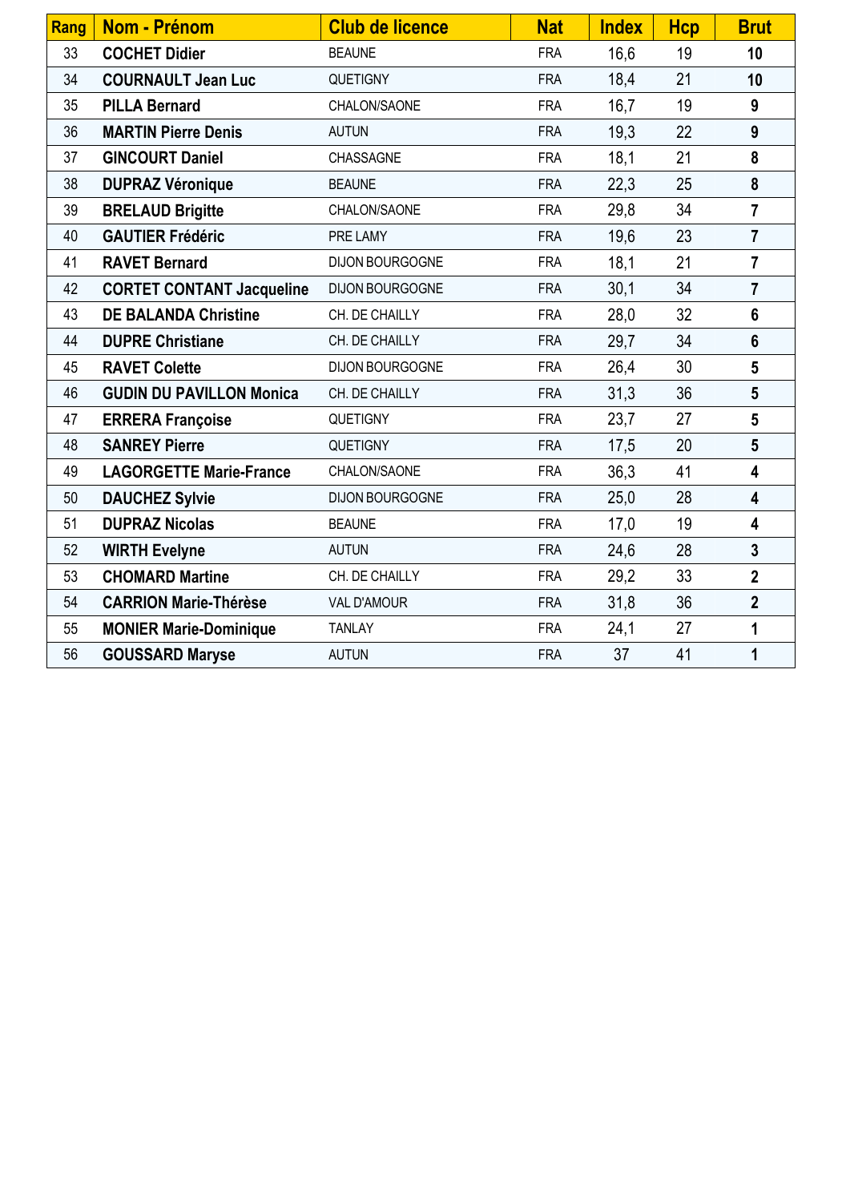| Rang | Nom - Prénom | Club de licence | Nat | Index | Hcp | Brut |
|---|---|---|---|---|---|---|
| 33 | **COCHET Didier** | BEAUNE | FRA | 16,6 | 19 | **10** |
| 34 | **COURNAULT Jean Luc** | QUETIGNY | FRA | 18,4 | 21 | **10** |
| 35 | **PILLA Bernard** | CHALON/SAONE | FRA | 16,7 | 19 | **9** |
| 36 | **MARTIN Pierre Denis** | AUTUN | FRA | 19,3 | 22 | **9** |
| 37 | **GINCOURT Daniel** | CHASSAGNE | FRA | 18,1 | 21 | **8** |
| 38 | **DUPRAZ Véronique** | BEAUNE | FRA | 22,3 | 25 | **8** |
| 39 | **BRELAUD Brigitte** | CHALON/SAONE | FRA | 29,8 | 34 | **7** |
| 40 | **GAUTIER Frédéric** | PRE LAMY | FRA | 19,6 | 23 | **7** |
| 41 | **RAVET Bernard** | DIJON BOURGOGNE | FRA | 18,1 | 21 | **7** |
| 42 | **CORTET CONTANT Jacqueline** | DIJON BOURGOGNE | FRA | 30,1 | 34 | **7** |
| 43 | **DE BALANDA Christine** | CH. DE CHAILLY | FRA | 28,0 | 32 | **6** |
| 44 | **DUPRE Christiane** | CH. DE CHAILLY | FRA | 29,7 | 34 | **6** |
| 45 | **RAVET Colette** | DIJON BOURGOGNE | FRA | 26,4 | 30 | **5** |
| 46 | **GUDIN DU PAVILLON Monica** | CH. DE CHAILLY | FRA | 31,3 | 36 | **5** |
| 47 | **ERRERA Françoise** | QUETIGNY | FRA | 23,7 | 27 | **5** |
| 48 | **SANREY Pierre** | QUETIGNY | FRA | 17,5 | 20 | **5** |
| 49 | **LAGORGETTE Marie-France** | CHALON/SAONE | FRA | 36,3 | 41 | **4** |
| 50 | **DAUCHEZ Sylvie** | DIJON BOURGOGNE | FRA | 25,0 | 28 | **4** |
| 51 | **DUPRAZ Nicolas** | BEAUNE | FRA | 17,0 | 19 | **4** |
| 52 | **WIRTH Evelyne** | AUTUN | FRA | 24,6 | 28 | **3** |
| 53 | **CHOMARD Martine** | CH. DE CHAILLY | FRA | 29,2 | 33 | **2** |
| 54 | **CARRION Marie-Thérèse** | VAL D'AMOUR | FRA | 31,8 | 36 | **2** |
| 55 | **MONIER Marie-Dominique** | TANLAY | FRA | 24,1 | 27 | **1** |
| 56 | **GOUSSARD Maryse** | AUTUN | FRA | 37 | 41 | **1** |